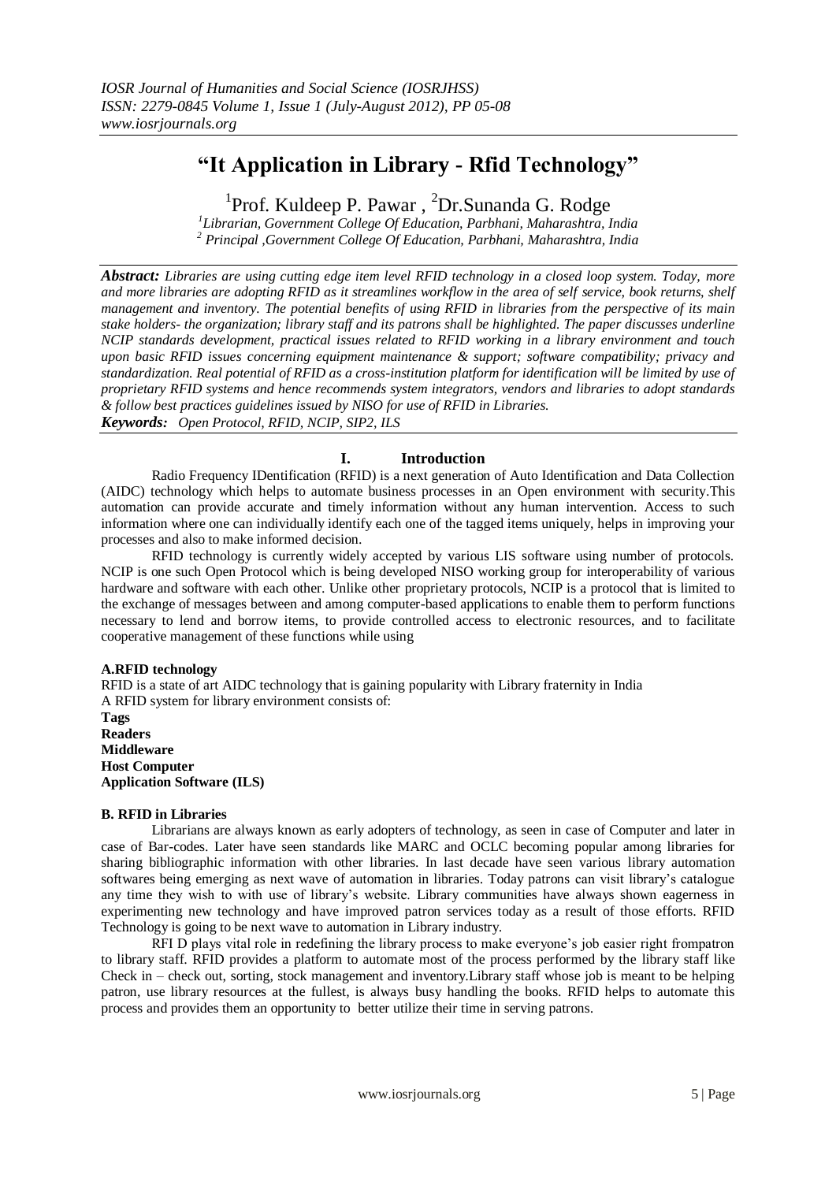# "It Application in Library - Rfid Technology"

[1]Prof. Kuldeep P. Pawar , [2]Dr.Sunanda G. Rodge

*[1]Librarian, Government College Of Education, Parbhani, Maharashtra, India*
*[2] Principal ,Government College Of Education, Parbhani, Maharashtra, India*

***Abstract:*** *Libraries are using cutting edge item level RFID technology in a closed loop system. Today, more and more libraries are adopting RFID as it streamlines workflow in the area of self service, book returns, shelf management and inventory. The potential benefits of using RFID in libraries from the perspective of its main stake holders- the organization; library staff and its patrons shall be highlighted. The paper discusses underline NCIP standards development, practical issues related to RFID working in a library environment and touch upon basic RFID issues concerning equipment maintenance & support; software compatibility; privacy and standardization. Real potential of RFID as a cross-institution platform for identification will be limited by use of proprietary RFID systems and hence recommends system integrators, vendors and libraries to adopt standards & follow best practices guidelines issued by NISO for use of RFID in Libraries.*

***Keywords:*** *Open Protocol, RFID, NCIP, SIP2, ILS*

## I. Introduction

Radio Frequency IDentification (RFID) is a next generation of Auto Identification and Data Collection (AIDC) technology which helps to automate business processes in an Open environment with security.This automation can provide accurate and timely information without any human intervention. Access to such information where one can individually identify each one of the tagged items uniquely, helps in improving your processes and also to make informed decision.

RFID technology is currently widely accepted by various LIS software using number of protocols. NCIP is one such Open Protocol which is being developed NISO working group for interoperability of various hardware and software with each other. Unlike other proprietary protocols, NCIP is a protocol that is limited to the exchange of messages between and among computer-based applications to enable them to perform functions necessary to lend and borrow items, to provide controlled access to electronic resources, and to facilitate cooperative management of these functions while using

### A.RFID technology

RFID is a state of art AIDC technology that is gaining popularity with Library fraternity in India

A RFID system for library environment consists of:

**Tags**
**Readers**
**Middleware**
**Host Computer**
**Application Software (ILS)**

### B. RFID in Libraries

Librarians are always known as early adopters of technology, as seen in case of Computer and later in case of Bar-codes. Later have seen standards like MARC and OCLC becoming popular among libraries for sharing bibliographic information with other libraries. In last decade have seen various library automation softwares being emerging as next wave of automation in libraries. Today patrons can visit library's catalogue any time they wish to with use of library's website. Library communities have always shown eagerness in experimenting new technology and have improved patron services today as a result of those efforts. RFID Technology is going to be next wave to automation in Library industry.

RFI D plays vital role in redefining the library process to make everyone's job easier right frompatron to library staff. RFID provides a platform to automate most of the process performed by the library staff like Check in – check out, sorting, stock management and inventory.Library staff whose job is meant to be helping patron, use library resources at the fullest, is always busy handling the books. RFID helps to automate this process and provides them an opportunity to better utilize their time in serving patrons.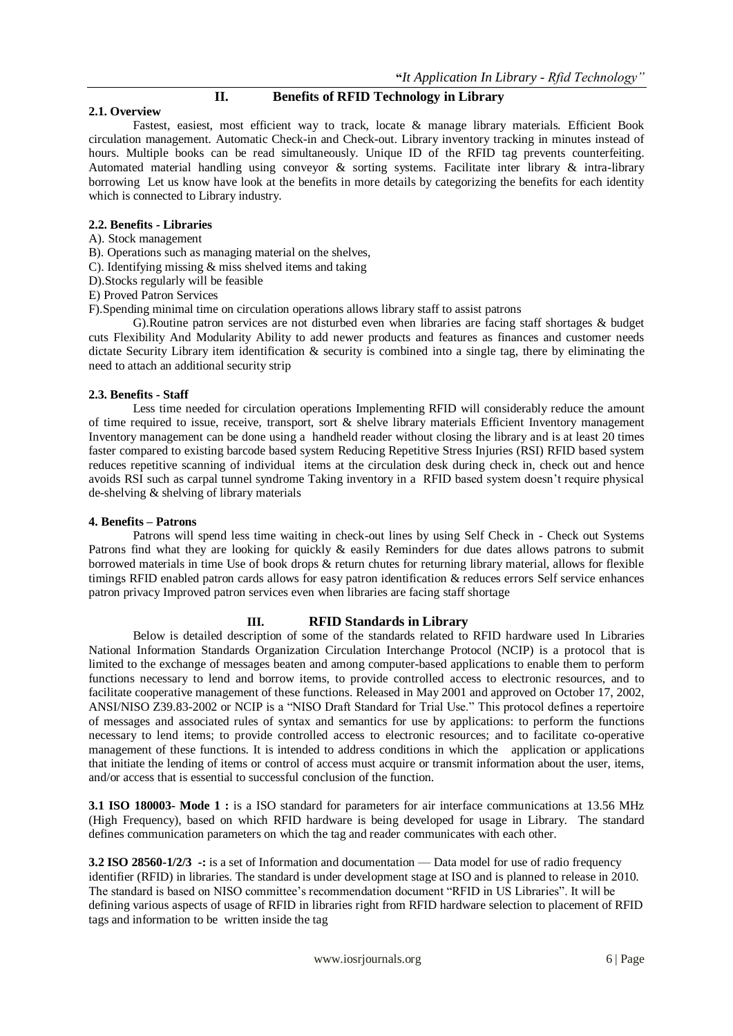## II. Benefits of RFID Technology in Library

### 2.1. Overview

Fastest, easiest, most efficient way to track, locate & manage library materials. Efficient Book circulation management. Automatic Check-in and Check-out. Library inventory tracking in minutes instead of hours. Multiple books can be read simultaneously. Unique ID of the RFID tag prevents counterfeiting. Automated material handling using conveyor & sorting systems. Facilitate inter library & intra-library borrowing Let us know have look at the benefits in more details by categorizing the benefits for each identity which is connected to Library industry.

### 2.2. Benefits - Libraries

A). Stock management

B). Operations such as managing material on the shelves,

C). Identifying missing & miss shelved items and taking

D).Stocks regularly will be feasible

E) Proved Patron Services

F).Spending minimal time on circulation operations allows library staff to assist patrons

G).Routine patron services are not disturbed even when libraries are facing staff shortages & budget cuts Flexibility And Modularity Ability to add newer products and features as finances and customer needs dictate Security Library item identification & security is combined into a single tag, there by eliminating the need to attach an additional security strip

### 2.3. Benefits - Staff

Less time needed for circulation operations Implementing RFID will considerably reduce the amount of time required to issue, receive, transport, sort & shelve library materials Efficient Inventory management Inventory management can be done using a handheld reader without closing the library and is at least 20 times faster compared to existing barcode based system Reducing Repetitive Stress Injuries (RSI) RFID based system reduces repetitive scanning of individual items at the circulation desk during check in, check out and hence avoids RSI such as carpal tunnel syndrome Taking inventory in a RFID based system doesn't require physical de-shelving & shelving of library materials

### 4. Benefits – Patrons

Patrons will spend less time waiting in check-out lines by using Self Check in - Check out Systems Patrons find what they are looking for quickly & easily Reminders for due dates allows patrons to submit borrowed materials in time Use of book drops & return chutes for returning library material, allows for flexible timings RFID enabled patron cards allows for easy patron identification & reduces errors Self service enhances patron privacy Improved patron services even when libraries are facing staff shortage

## III. RFID Standards in Library

Below is detailed description of some of the standards related to RFID hardware used In Libraries National Information Standards Organization Circulation Interchange Protocol (NCIP) is a protocol that is limited to the exchange of messages beaten and among computer-based applications to enable them to perform functions necessary to lend and borrow items, to provide controlled access to electronic resources, and to facilitate cooperative management of these functions. Released in May 2001 and approved on October 17, 2002, ANSI/NISO Z39.83-2002 or NCIP is a "NISO Draft Standard for Trial Use." This protocol defines a repertoire of messages and associated rules of syntax and semantics for use by applications: to perform the functions necessary to lend items; to provide controlled access to electronic resources; and to facilitate co-operative management of these functions. It is intended to address conditions in which the application or applications that initiate the lending of items or control of access must acquire or transmit information about the user, items, and/or access that is essential to successful conclusion of the function.

**3.1 ISO 180003- Mode 1 :** is a ISO standard for parameters for air interface communications at 13.56 MHz (High Frequency), based on which RFID hardware is being developed for usage in Library. The standard defines communication parameters on which the tag and reader communicates with each other.

**3.2 ISO 28560-1/2/3 -:** is a set of Information and documentation — Data model for use of radio frequency identifier (RFID) in libraries. The standard is under development stage at ISO and is planned to release in 2010. The standard is based on NISO committee's recommendation document "RFID in US Libraries". It will be defining various aspects of usage of RFID in libraries right from RFID hardware selection to placement of RFID tags and information to be written inside the tag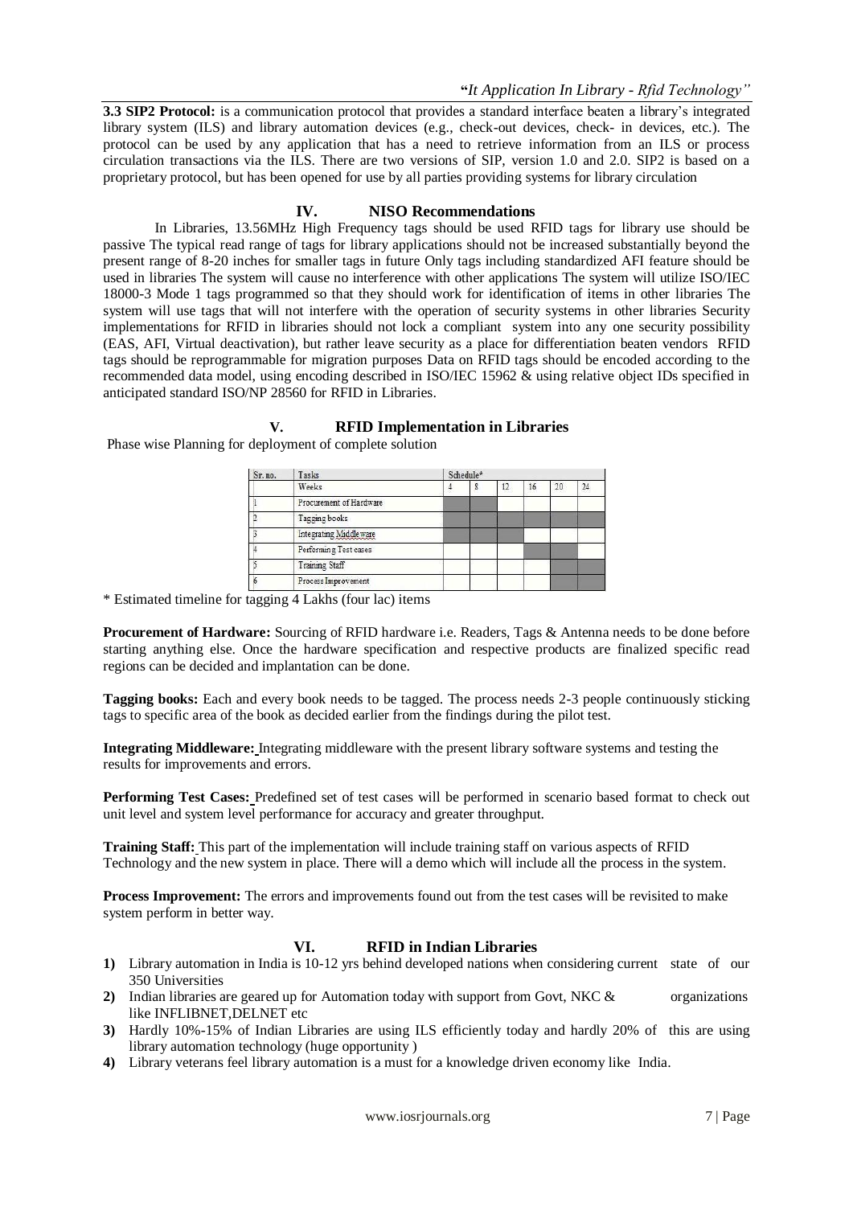**3.3 SIP2 Protocol:** is a communication protocol that provides a standard interface beaten a library's integrated library system (ILS) and library automation devices (e.g., check-out devices, check- in devices, etc.). The protocol can be used by any application that has a need to retrieve information from an ILS or process circulation transactions via the ILS. There are two versions of SIP, version 1.0 and 2.0. SIP2 is based on a proprietary protocol, but has been opened for use by all parties providing systems for library circulation

## IV. NISO Recommendations

In Libraries, 13.56MHz High Frequency tags should be used RFID tags for library use should be passive The typical read range of tags for library applications should not be increased substantially beyond the present range of 8-20 inches for smaller tags in future Only tags including standardized AFI feature should be used in libraries The system will cause no interference with other applications The system will utilize ISO/IEC 18000-3 Mode 1 tags programmed so that they should work for identification of items in other libraries The system will use tags that will not interfere with the operation of security systems in other libraries Security implementations for RFID in libraries should not lock a compliant system into any one security possibility (EAS, AFI, Virtual deactivation), but rather leave security as a place for differentiation beaten vendors RFID tags should be reprogrammable for migration purposes Data on RFID tags should be encoded according to the recommended data model, using encoding described in ISO/IEC 15962 & using relative object IDs specified in anticipated standard ISO/NP 28560 for RFID in Libraries.

## V. RFID Implementation in Libraries

Phase wise Planning for deployment of complete solution

| Sr. no. | Tasks | Schedule* | | | | | |
|---|---|---|---|---|---|---|---|
| | Weeks | 4 | 8 | 12 | 16 | 20 | 24 |
| 1 | Procurement of Hardware | ■ | ■ | | | | |
| 2 | Tagging books | ■ | ■ | ■ | ■ | ■ | ■ |
| 3 | Integrating Middleware | ■ | ■ | ■ | | | |
| 4 | Performing Test cases | | | | ■ | ■ | |
| 5 | Training Staff | | | | | ■ | ■ |
| 6 | Process Improvement | | | | | ■ | ■ |

* Estimated timeline for tagging 4 Lakhs (four lac) items

**Procurement of Hardware:** Sourcing of RFID hardware i.e. Readers, Tags & Antenna needs to be done before starting anything else. Once the hardware specification and respective products are finalized specific read regions can be decided and implantation can be done.

**Tagging books:** Each and every book needs to be tagged. The process needs 2-3 people continuously sticking tags to specific area of the book as decided earlier from the findings during the pilot test.

**Integrating Middleware:** Integrating middleware with the present library software systems and testing the results for improvements and errors.

**Performing Test Cases:** Predefined set of test cases will be performed in scenario based format to check out unit level and system level performance for accuracy and greater throughput.

**Training Staff:** This part of the implementation will include training staff on various aspects of RFID Technology and the new system in place. There will a demo which will include all the process in the system.

**Process Improvement:** The errors and improvements found out from the test cases will be revisited to make system perform in better way.

## VI. RFID in Indian Libraries

1) Library automation in India is 10-12 yrs behind developed nations when considering current state of our 350 Universities
2) Indian libraries are geared up for Automation today with support from Govt, NKC & organizations like INFLIBNET,DELNET etc
3) Hardly 10%-15% of Indian Libraries are using ILS efficiently today and hardly 20% of this are using library automation technology (huge opportunity )
4) Library veterans feel library automation is a must for a knowledge driven economy like India.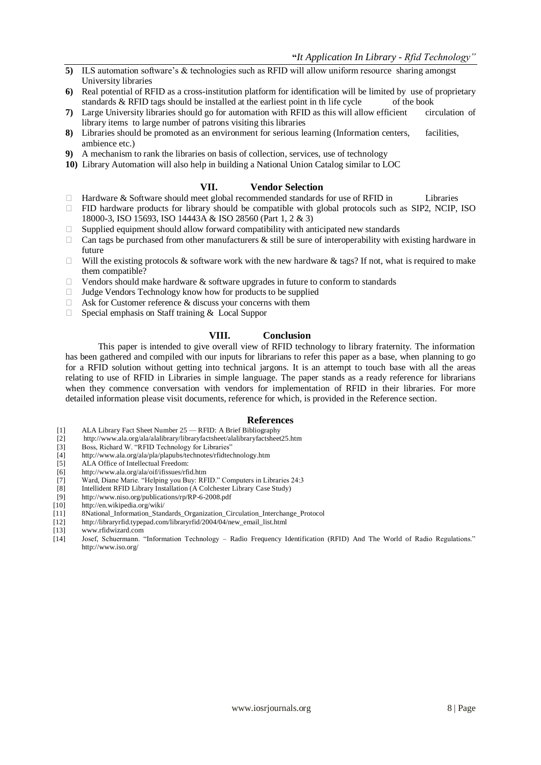5) ILS automation software's & technologies such as RFID will allow uniform resource sharing amongst University libraries
6) Real potential of RFID as a cross-institution platform for identification will be limited by use of proprietary standards & RFID tags should be installed at the earliest point in th life cycle of the book
7) Large University libraries should go for automation with RFID as this will allow efficient circulation of library items to large number of patrons visiting this libraries
8) Libraries should be promoted as an environment for serious learning (Information centers, facilities, ambience etc.)
9) A mechanism to rank the libraries on basis of collection, services, use of technology
10) Library Automation will also help in building a National Union Catalog similar to LOC

## VII. Vendor Selection

- Hardware & Software should meet global recommended standards for use of RFID in Libraries
- FID hardware products for library should be compatible with global protocols such as SIP2, NCIP, ISO 18000-3, ISO 15693, ISO 14443A & ISO 28560 (Part 1, 2 & 3)
- Supplied equipment should allow forward compatibility with anticipated new standards
- Can tags be purchased from other manufacturers & still be sure of interoperability with existing hardware in future
- Will the existing protocols & software work with the new hardware & tags? If not, what is required to make them compatible?
- Vendors should make hardware & software upgrades in future to conform to standards
- Judge Vendors Technology know how for products to be supplied
- Ask for Customer reference & discuss your concerns with them
- Special emphasis on Staff training & Local Suppor

## VIII. Conclusion

This paper is intended to give overall view of RFID technology to library fraternity. The information has been gathered and compiled with our inputs for librarians to refer this paper as a base, when planning to go for a RFID solution without getting into technical jargons. It is an attempt to touch base with all the areas relating to use of RFID in Libraries in simple language. The paper stands as a ready reference for librarians when they commence conversation with vendors for implementation of RFID in their libraries. For more detailed information please visit documents, reference for which, is provided in the Reference section.

## References

[1] ALA Library Fact Sheet Number 25 — RFID: A Brief Bibliography
[2] http://www.ala.org/ala/alalibrary/libraryfactsheet/alalibraryfactsheet25.htm
[3] Boss, Richard W. "RFID Technology for Libraries"
[4] http://www.ala.org/ala/pla/plapubs/technotes/rfidtechnology.htm
[5] ALA Office of Intellectual Freedom:
[6] http://www.ala.org/ala/oif/ifissues/rfid.htm
[7] Ward, Diane Marie. "Helping you Buy: RFID." Computers in Libraries 24:3
[8] Intellident RFID Library Installation (A Colchester Library Case Study)
[9] http://www.niso.org/publications/rp/RP-6-2008.pdf
[10] http://en.wikipedia.org/wiki/
[11] 8National_Information_Standards_Organization_Circulation_Interchange_Protocol
[12] http://libraryrfid.typepad.com/libraryrfid/2004/04/new_email_list.html
[13] www.rfidwizard.com
[14] Josef, Schuermann. "Information Technology – Radio Frequency Identification (RFID) And The World of Radio Regulations." http://www.iso.org/